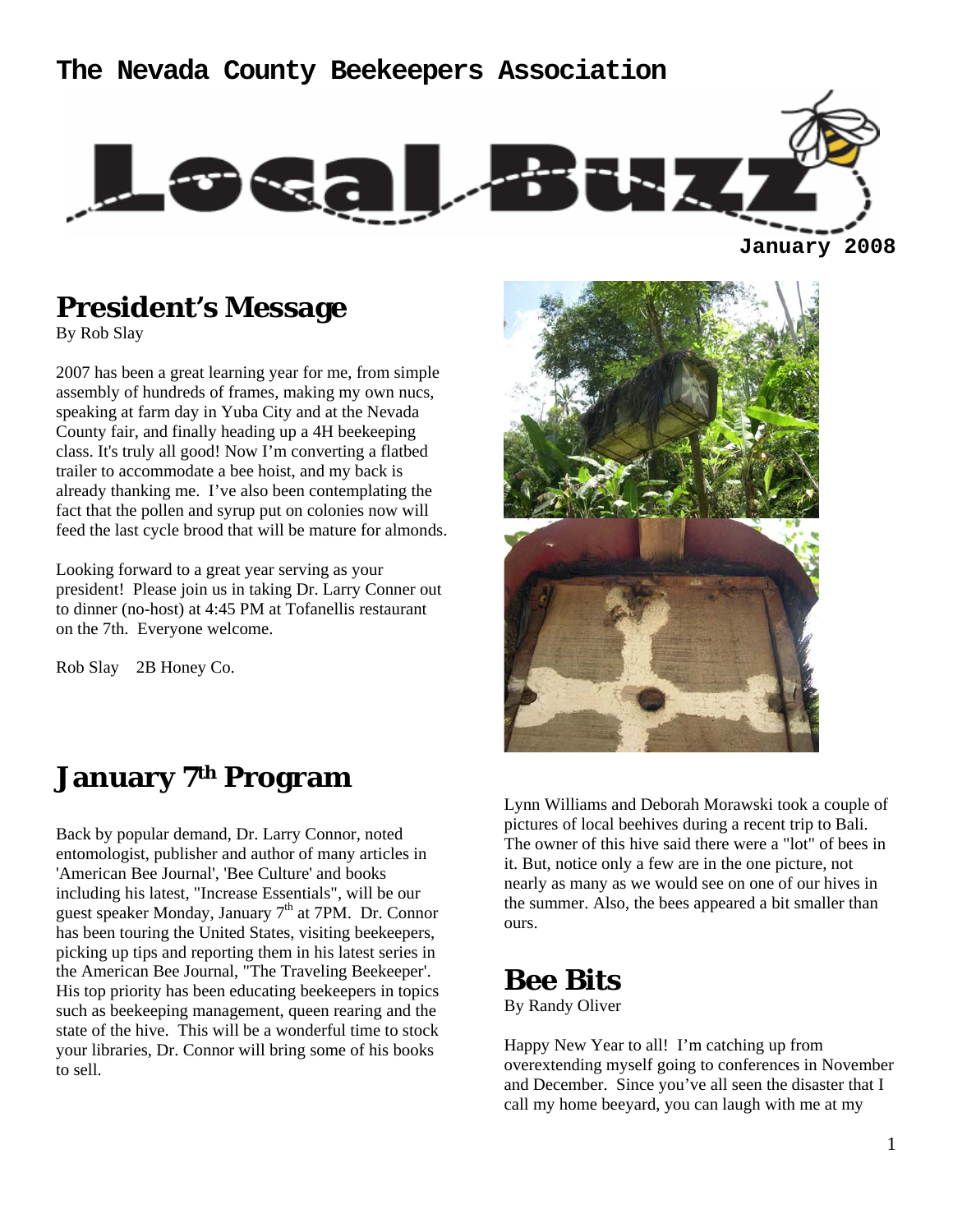# The Nevada County Beekeepers Association

# Local Buzz

**January 2008**

## President's Message

By Rob Slay

2007 has been a great learning year for me, from simple assembly of hundreds of frames, making my own nucs, speaking at farm day in Yuba City and at the Nevada County fair, and finally heading up a 4H beekeeping class. It's truly all good! Now I'm converting a flatbed trailer to accommodate a bee hoist, and my back is already thanking me. I've also been contemplating the fact that the pollen and syrup put on colonies now will feed the last cycle brood that will be mature for almonds.

Looking forward to a great year serving as your president! Please join us in taking Dr. Larry Conner out to dinner (no-host) at 4:45 PM at Tofanellis restaurant on the 7th. Everyone welcome.

Rob Slay 2B Honey Co.

## January 7th Program

Back by popular demand, Dr. Larry Connor, noted entomologist, publisher and author of many articles in 'American Bee Journal', 'Bee Culture' and books including his latest, "Increase Essentials", will be our guest speaker Monday, January 7th at 7PM. Dr. Connor has been touring the United States, visiting beekeepers, picking up tips and reporting them in his latest series in the American Bee Journal, "The Traveling Beekeeper'. His top priority has been educating beekeepers in topics such as beekeeping management, queen rearing and the state of the hive. This will be a wonderful time to stock your libraries, Dr. Connor will bring some of his books to sell.

Lynn Williams and Deborah Morawski took a couple of pictures of local beehives during a recent trip to Bali. The owner of this hive said there were a "lot" of bees in it. But, notice only a few are in the one picture, not nearly as many as we would see on one of our hives in the summer. Also, the bees appeared a bit smaller than ours.

## Bee Bits

By Randy Oliver

Happy New Year to all! I'm catching up from overextending myself going to conferences in November and December. Since you've all seen the disaster that I call my home beeyard, you can laugh with me at my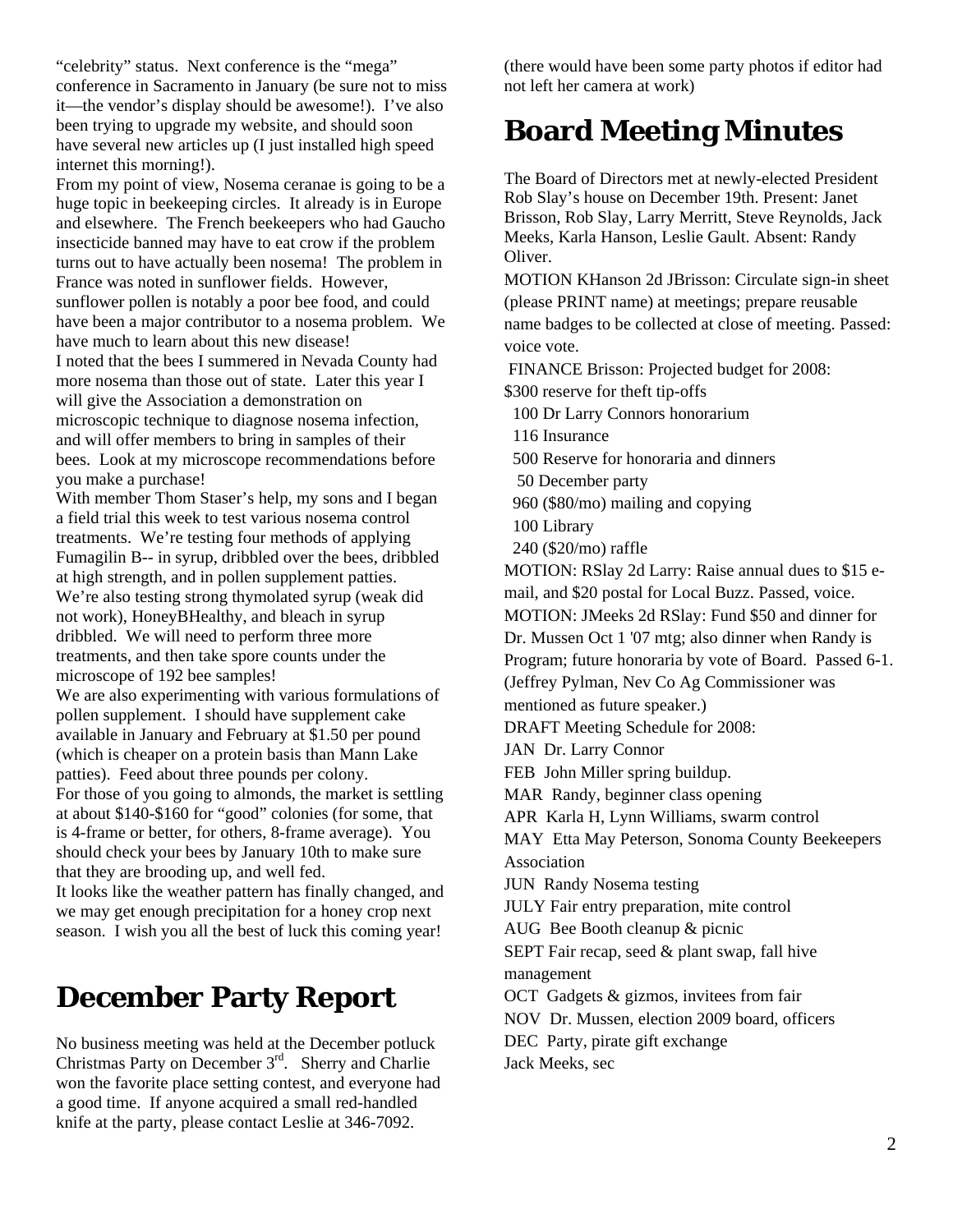"celebrity" status. Next conference is the "mega" conference in Sacramento in January (be sure not to miss it—the vendor's display should be awesome!). I've also been trying to upgrade my website, and should soon have several new articles up (I just installed high speed internet this morning!).

From my point of view, Nosema ceranae is going to be a huge topic in beekeeping circles. It already is in Europe and elsewhere. The French beekeepers who had Gaucho insecticide banned may have to eat crow if the problem turns out to have actually been nosema! The problem in France was noted in sunflower fields. However, sunflower pollen is notably a poor bee food, and could have been a major contributor to a nosema problem. We have much to learn about this new disease!

I noted that the bees I summered in Nevada County had more nosema than those out of state. Later this year I will give the Association a demonstration on microscopic technique to diagnose nosema infection, and will offer members to bring in samples of their bees. Look at my microscope recommendations before you make a purchase!

With member Thom Staser's help, my sons and I began a field trial this week to test various nosema control treatments. We're testing four methods of applying Fumagilin B-- in syrup, dribbled over the bees, dribbled at high strength, and in pollen supplement patties. We're also testing strong thymolated syrup (weak did not work), HoneyBHealthy, and bleach in syrup dribbled. We will need to perform three more treatments, and then take spore counts under the microscope of 192 bee samples!

We are also experimenting with various formulations of pollen supplement. I should have supplement cake available in January and February at $1.50 per pound (which is cheaper on a protein basis than Mann Lake patties). Feed about three pounds per colony.

For those of you going to almonds, the market is settling at about $140-$160 for "good" colonies (for some, that is 4-frame or better, for others, 8-frame average). You should check your bees by January 10th to make sure that they are brooding up, and well fed.

It looks like the weather pattern has finally changed, and we may get enough precipitation for a honey crop next season. I wish you all the best of luck this coming year!

# December Party Report

No business meeting was held at the December potluck Christmas Party on December 3rd. Sherry and Charlie won the favorite place setting contest, and everyone had a good time. If anyone acquired a small red-handled knife at the party, please contact Leslie at 346-7092.

(there would have been some party photos if editor had not left her camera at work)

# Board Meeting Minutes

The Board of Directors met at newly-elected President Rob Slay's house on December 19th. Present: Janet Brisson, Rob Slay, Larry Merritt, Steve Reynolds, Jack Meeks, Karla Hanson, Leslie Gault. Absent: Randy Oliver.

MOTION KHanson 2d JBrisson: Circulate sign-in sheet (please PRINT name) at meetings; prepare reusable name badges to be collected at close of meeting. Passed: voice vote.

FINANCE Brisson: Projected budget for 2008:

$300 reserve for theft tip-offs
100 Dr Larry Connors honorarium
116 Insurance
500 Reserve for honoraria and dinners
50 December party
960 ($80/mo) mailing and copying
100 Library
240 ($20/mo) raffle

MOTION: RSlay 2d Larry: Raise annual dues to $15 e-mail, and $20 postal for Local Buzz. Passed, voice.

MOTION: JMeeks 2d RSlay: Fund $50 and dinner for Dr. Mussen Oct 1 '07 mtg; also dinner when Randy is Program; future honoraria by vote of Board. Passed 6-1. (Jeffrey Pylman, Nev Co Ag Commissioner was mentioned as future speaker.)

DRAFT Meeting Schedule for 2008:

JAN Dr. Larry Connor
FEB John Miller spring buildup.
MAR Randy, beginner class opening
APR Karla H, Lynn Williams, swarm control
MAY Etta May Peterson, Sonoma County Beekeepers Association
JUN Randy Nosema testing
JULY Fair entry preparation, mite control
AUG Bee Booth cleanup & picnic
SEPT Fair recap, seed & plant swap, fall hive management
OCT Gadgets & gizmos, invitees from fair
NOV Dr. Mussen, election 2009 board, officers
DEC Party, pirate gift exchange

Jack Meeks, sec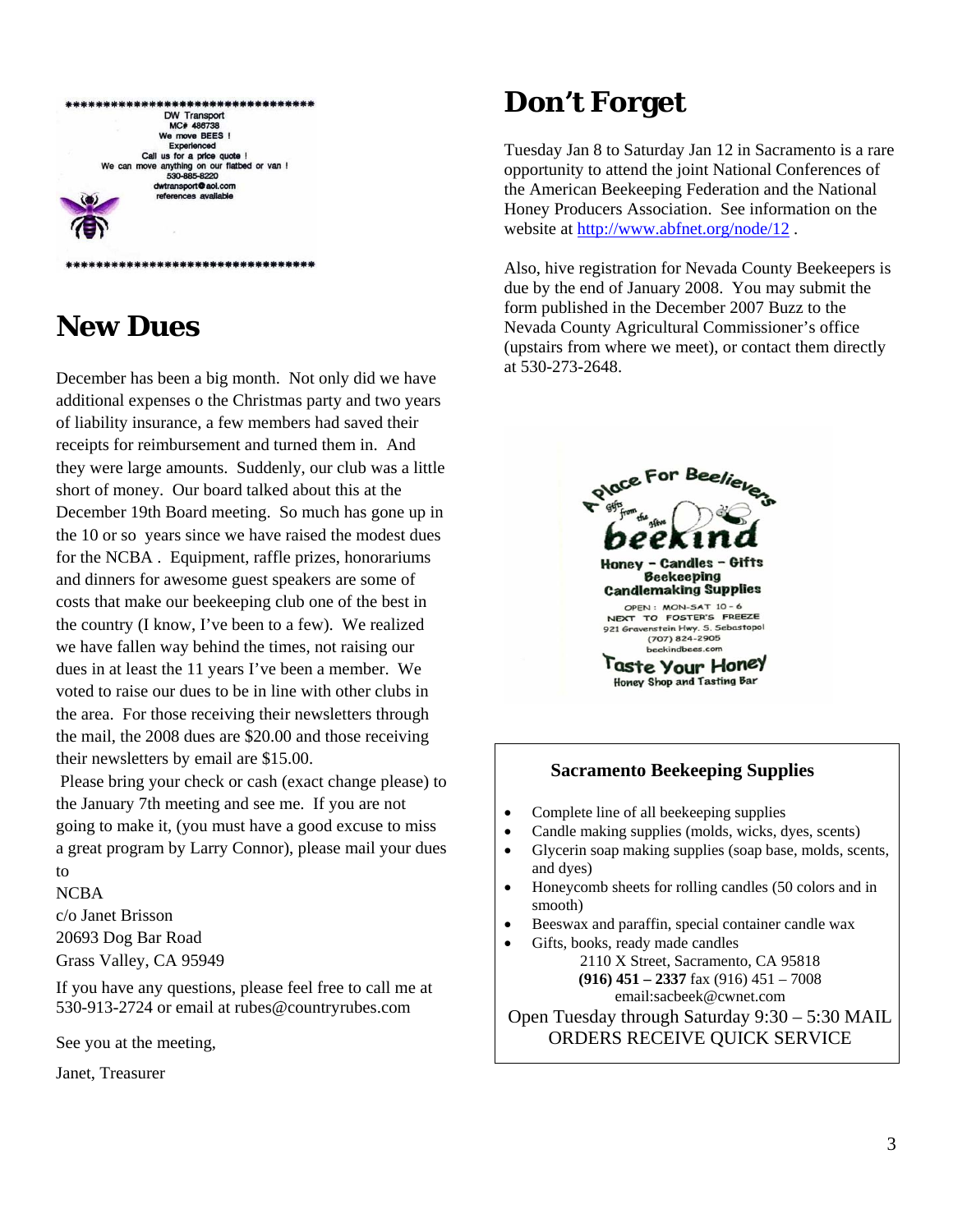************************************

DW Transport
MC# 486738
We move BEES !
Experienced
Call us for a price quote !
We can move anything on our flatbed or van !
530-885-8220
dwtransport@aol.com
references available

************************************

## New Dues

December has been a big month. Not only did we have additional expenses o the Christmas party and two years of liability insurance, a few members had saved their receipts for reimbursement and turned them in. And they were large amounts. Suddenly, our club was a little short of money. Our board talked about this at the December 19th Board meeting. So much has gone up in the 10 or so years since we have raised the modest dues for the NCBA . Equipment, raffle prizes, honorariums and dinners for awesome guest speakers are some of costs that make our beekeeping club one of the best in the country (I know, I've been to a few). We realized we have fallen way behind the times, not raising our dues in at least the 11 years I've been a member. We voted to raise our dues to be in line with other clubs in the area. For those receiving their newsletters through the mail, the 2008 dues are $20.00 and those receiving their newsletters by email are $15.00.

Please bring your check or cash (exact change please) to the January 7th meeting and see me. If you are not going to make it, (you must have a good excuse to miss a great program by Larry Connor), please mail your dues to

NCBA
c/o Janet Brisson
20693 Dog Bar Road
Grass Valley, CA 95949

If you have any questions, please feel free to call me at 530-913-2724 or email at rubes@countryrubes.com

See you at the meeting,

Janet, Treasurer

## Don't Forget

Tuesday Jan 8 to Saturday Jan 12 in Sacramento is a rare opportunity to attend the joint National Conferences of the American Beekeeping Federation and the National Honey Producers Association. See information on the website at http://www.abfnet.org/node/12 .

Also, hive registration for Nevada County Beekeepers is due by the end of January 2008. You may submit the form published in the December 2007 Buzz to the Nevada County Agricultural Commissioner's office (upstairs from where we meet), or contact them directly at 530-273-2648.

A Place For Beelievers
Gifts from the Hive
**beekind**
Honey – Candles – Gifts
Beekeeping
Candlemaking Supplies
OPEN: MON-SAT 10 - 6
NEXT TO FOSTER'S FREEZE
921 Gravenstein Hwy. S. Sebastopol
(707) 824-2905
beekindbees.com
Taste Your Honey
Honey Shop and Tasting Bar

**Sacramento Beekeeping Supplies**

- Complete line of all beekeeping supplies
- Candle making supplies (molds, wicks, dyes, scents)
- Glycerin soap making supplies (soap base, molds, scents, and dyes)
- Honeycomb sheets for rolling candles (50 colors and in smooth)
- Beeswax and paraffin, special container candle wax
- Gifts, books, ready made candles

2110 X Street, Sacramento, CA 95818
**(916) 451 – 2337** fax (916) 451 – 7008
email:sacbeek@cwnet.com

Open Tuesday through Saturday 9:30 – 5:30 MAIL ORDERS RECEIVE QUICK SERVICE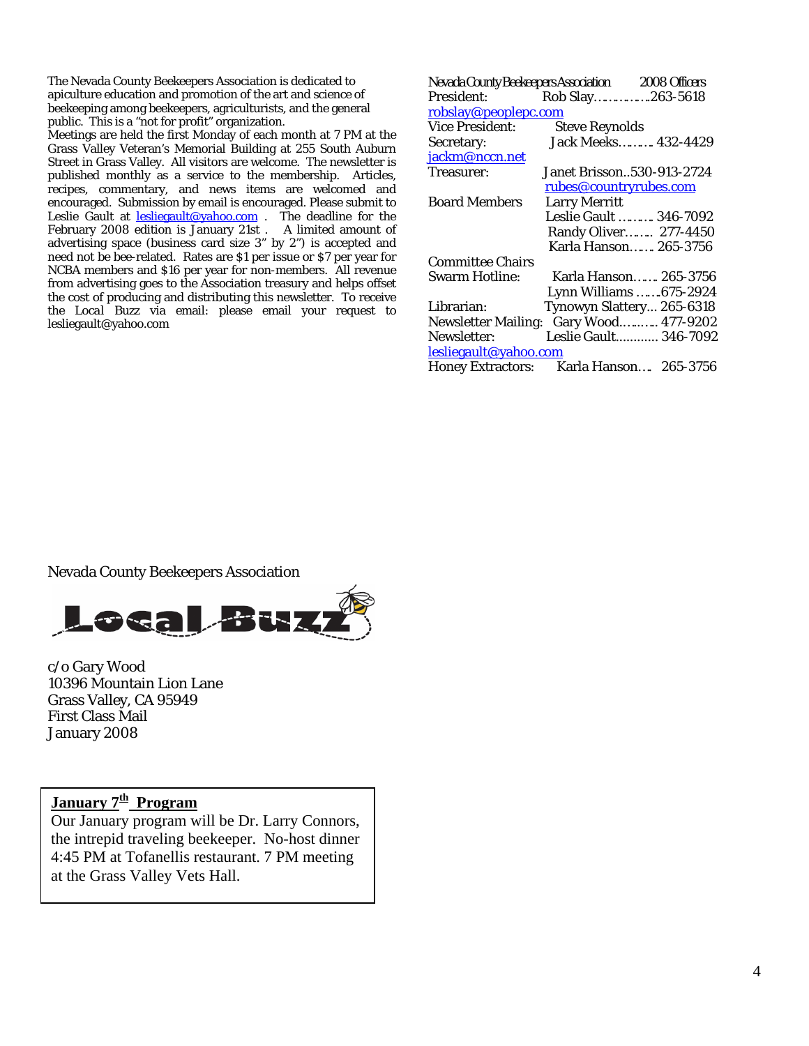The Nevada County Beekeepers Association is dedicated to apiculture education and promotion of the art and science of beekeeping among beekeepers, agriculturists, and the general public. This is a "not for profit" organization.

Meetings are held the first Monday of each month at 7 PM at the Grass Valley Veteran's Memorial Building at 255 South Auburn Street in Grass Valley. All visitors are welcome. The newsletter is published monthly as a service to the membership. Articles, recipes, commentary, and news items are welcomed and encouraged. Submission by email is encouraged. Please submit to Leslie Gault at lesliegault@yahoo.com . The deadline for the February 2008 edition is January 21st . A limited amount of advertising space (business card size 3" by 2") is accepted and need not be bee-related. Rates are $1 per issue or $7 per year for NCBA members and $16 per year for non-members. All revenue from advertising goes to the Association treasury and helps offset the cost of producing and distributing this newsletter. To receive the Local Buzz via email: please email your request to lesliegault@yahoo.com

Nevada County Beekeepers Association 2008 Officers

President: Rob Slay…………….263-5618
robslay@peoplepc.com
Vice President: Steve Reynolds
Secretary: Jack Meeks………. 432-4429
jackm@nccn.net
Treasurer: Janet Brisson..530-913-2724
rubes@countryrubes.com
Board Members: Larry Merritt
Leslie Gault ………. 346-7092
Randy Oliver…….. 277-4450
Karla Hanson…… 265-3756

Committee Chairs
Swarm Hotline: Karla Hanson…… 265-3756
Lynn Williams ……675-2924
Librarian: Tynowyn Slattery... 265-6318
Newsletter Mailing: Gary Wood………. 477-9202
Newsletter: Leslie Gault............ 346-7092
lesliegault@yahoo.com
Honey Extractors: Karla Hanson…. 265-3756

Nevada County Beekeepers Association

**Local Buzz**

c/o Gary Wood
10396 Mountain Lion Lane
Grass Valley, CA 95949
First Class Mail
January 2008

**January 7th Program**

Our January program will be Dr. Larry Connors, the intrepid traveling beekeeper. No-host dinner 4:45 PM at Tofanellis restaurant. 7 PM meeting at the Grass Valley Vets Hall.